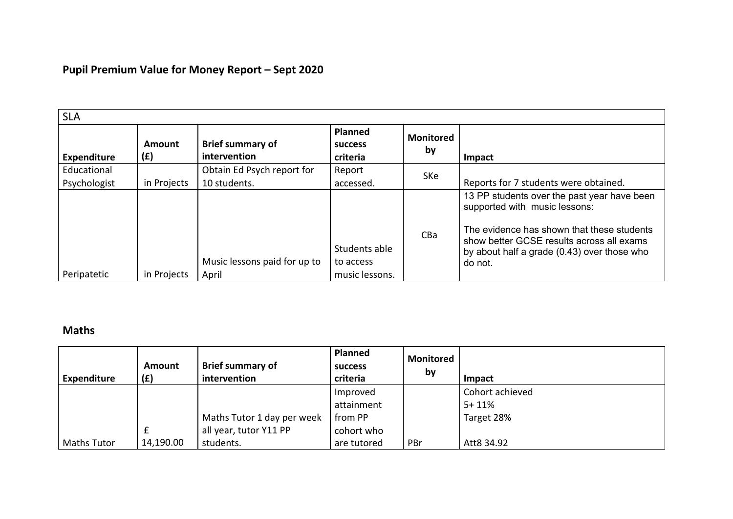# Pupil Premium Value for Money Report – Sept 2020

| SLA | | | | | |
|---|---|---|---|---|---|
| **Expenditure** | **Amount (£)** | **Brief summary of intervention** | **Planned success criteria** | **Monitored by** | **Impact** |
| Educational Psychologist | in Projects | Obtain Ed Psych report for 10 students. | Report accessed. | SKe | Reports for 7 students were obtained. |
| Peripatetic | in Projects | Music lessons paid for up to April | Students able to access music lessons. | CBa | 13 PP students over the past year have been supported with music lessons:<br><br>The evidence has shown that these students show better GCSE results across all exams by about half a grade (0.43) over those who do not. |

## Maths

| Expenditure | Amount (£) | Brief summary of intervention | Planned success criteria | Monitored by | Impact |
|---|---|---|---|---|---|
| Maths Tutor | £ 14,190.00 | Maths Tutor 1 day per week all year, tutor Y11 PP students. | Improved attainment from PP cohort who are tutored | PBr | Cohort achieved<br>5+ 11%<br>Target 28%<br><br>Att8 34.92 |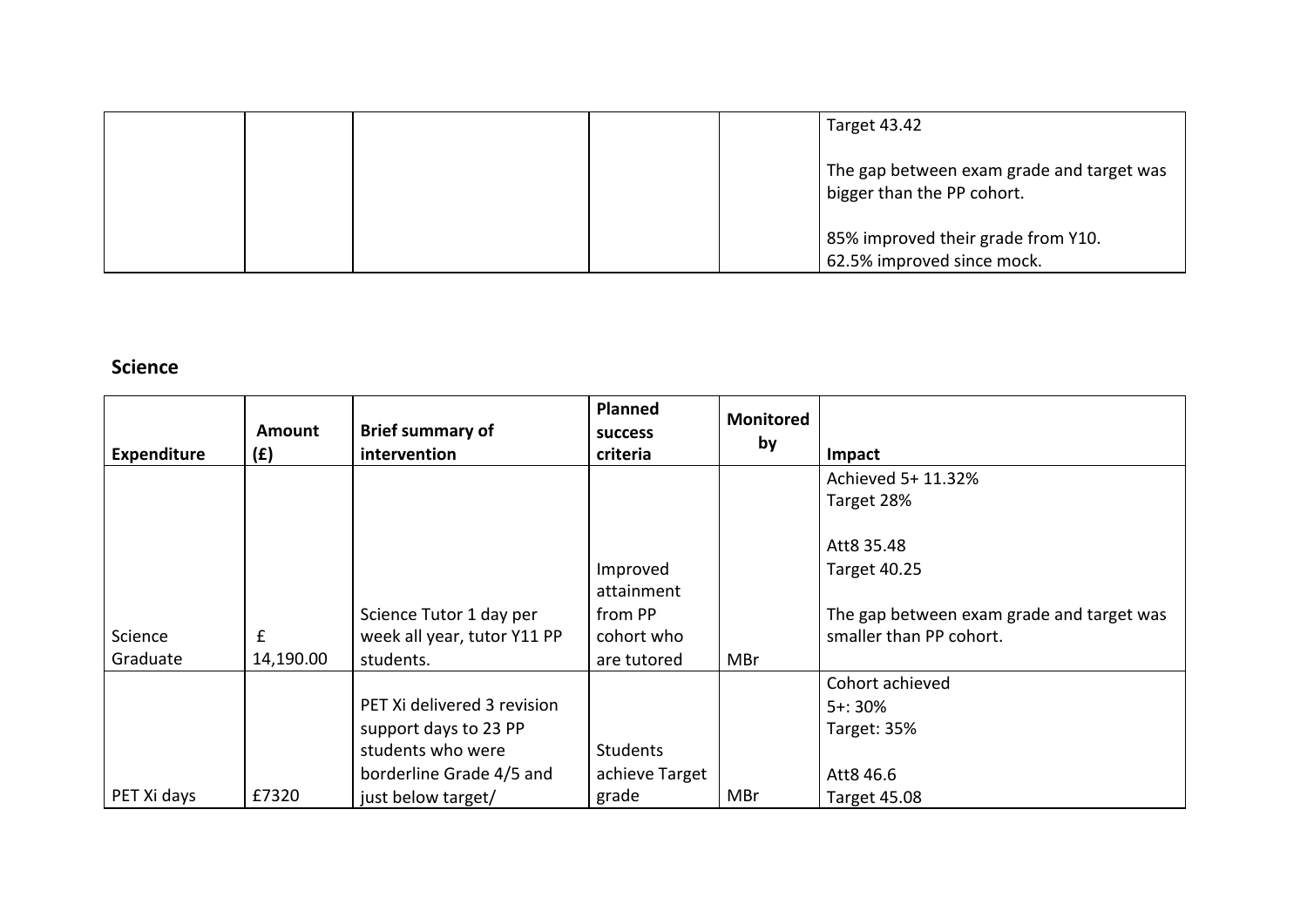| | | | | | Target 43.42<br><br>The gap between exam grade and target was bigger than the PP cohort.<br><br>85% improved their grade from Y10.<br>62.5% improved since mock. |
|---|---|---|---|---|---|

## Science

| Expenditure | Amount (£) | Brief summary of intervention | Planned success criteria | Monitored by | Impact |
|---|---|---|---|---|---|
| Science Graduate | £ 14,190.00 | Science Tutor 1 day per week all year, tutor Y11 PP students. | Improved attainment from PP cohort who are tutored | MBr | Achieved 5+ 11.32%<br>Target 28%<br><br>Att8 35.48<br>Target 40.25<br><br>The gap between exam grade and target was smaller than PP cohort. |
| PET Xi days | £7320 | PET Xi delivered 3 revision support days to 23 PP students who were borderline Grade 4/5 and just below target/ | Students achieve Target grade | MBr | Cohort achieved<br>5+: 30%<br>Target: 35%<br><br>Att8 46.6<br>Target 45.08 |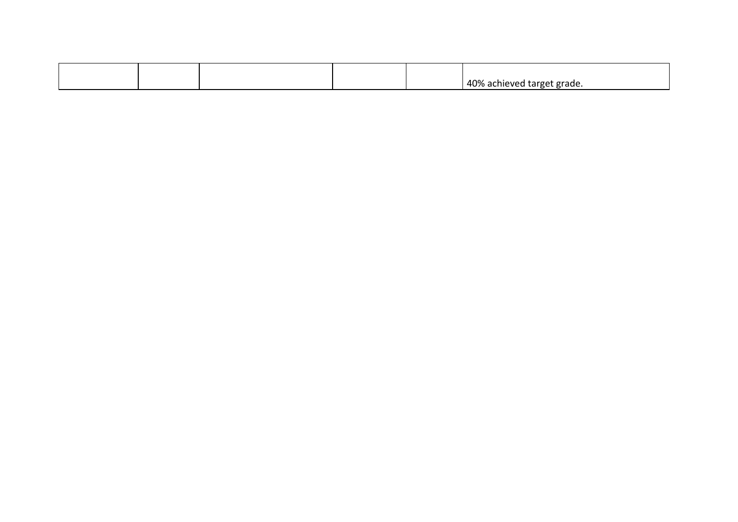| | | | | | |
|---|---|---|---|---|---|
| | | | | | 40% achieved target grade. |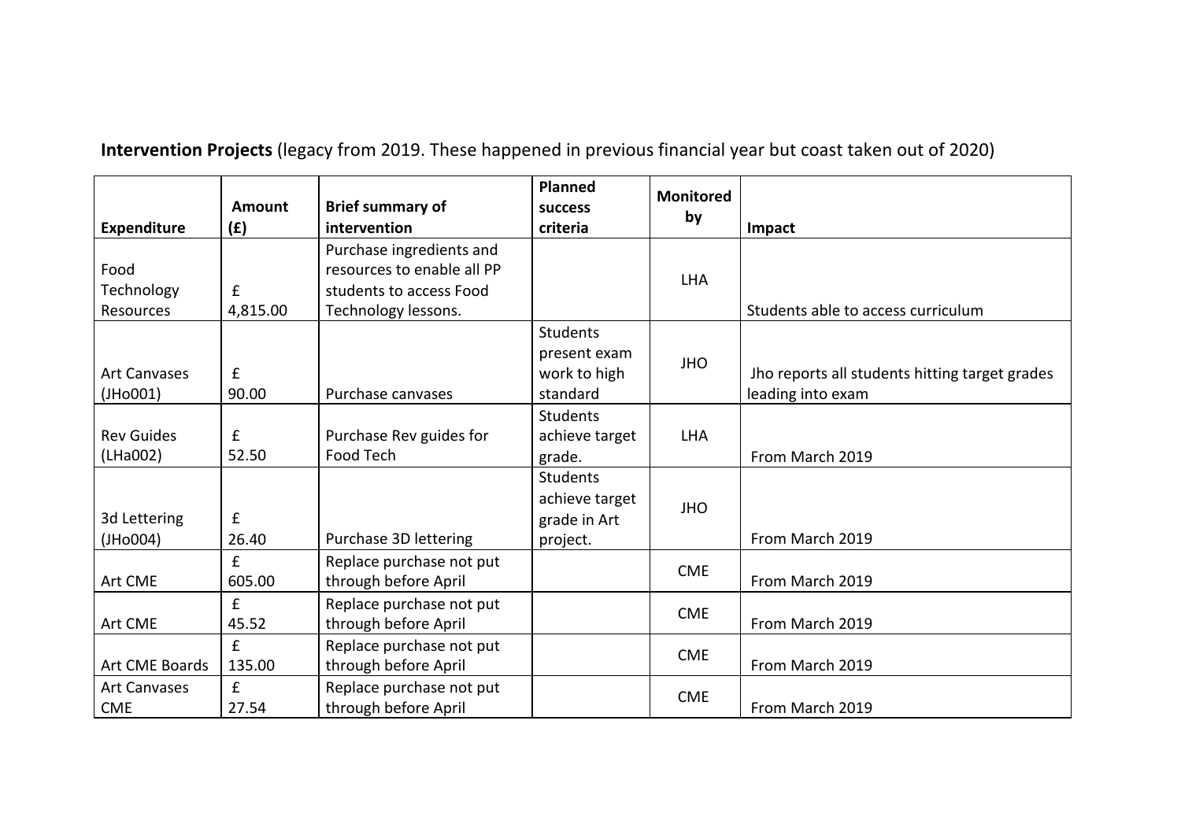**Intervention Projects** (legacy from 2019. These happened in previous financial year but coast taken out of 2020)

| Expenditure | Amount (£) | Brief summary of intervention | Planned success criteria | Monitored by | Impact |
|---|---|---|---|---|---|
| Food Technology Resources | £ 4,815.00 | Purchase ingredients and resources to enable all PP students to access Food Technology lessons. | | LHA | Students able to access curriculum |
| Art Canvases (JHo001) | £ 90.00 | Purchase canvases | Students present exam work to high standard | JHO | Jho reports all students hitting target grades leading into exam |
| Rev Guides (LHa002) | £ 52.50 | Purchase Rev guides for Food Tech | Students achieve target grade. | LHA | From March 2019 |
| 3d Lettering (JHo004) | £ 26.40 | Purchase 3D lettering | Students achieve target grade in Art project. | JHO | From March 2019 |
| Art CME | £ 605.00 | Replace purchase not put through before April | | CME | From March 2019 |
| Art CME | £ 45.52 | Replace purchase not put through before April | | CME | From March 2019 |
| Art CME Boards | £ 135.00 | Replace purchase not put through before April | | CME | From March 2019 |
| Art Canvases CME | £ 27.54 | Replace purchase not put through before April | | CME | From March 2019 |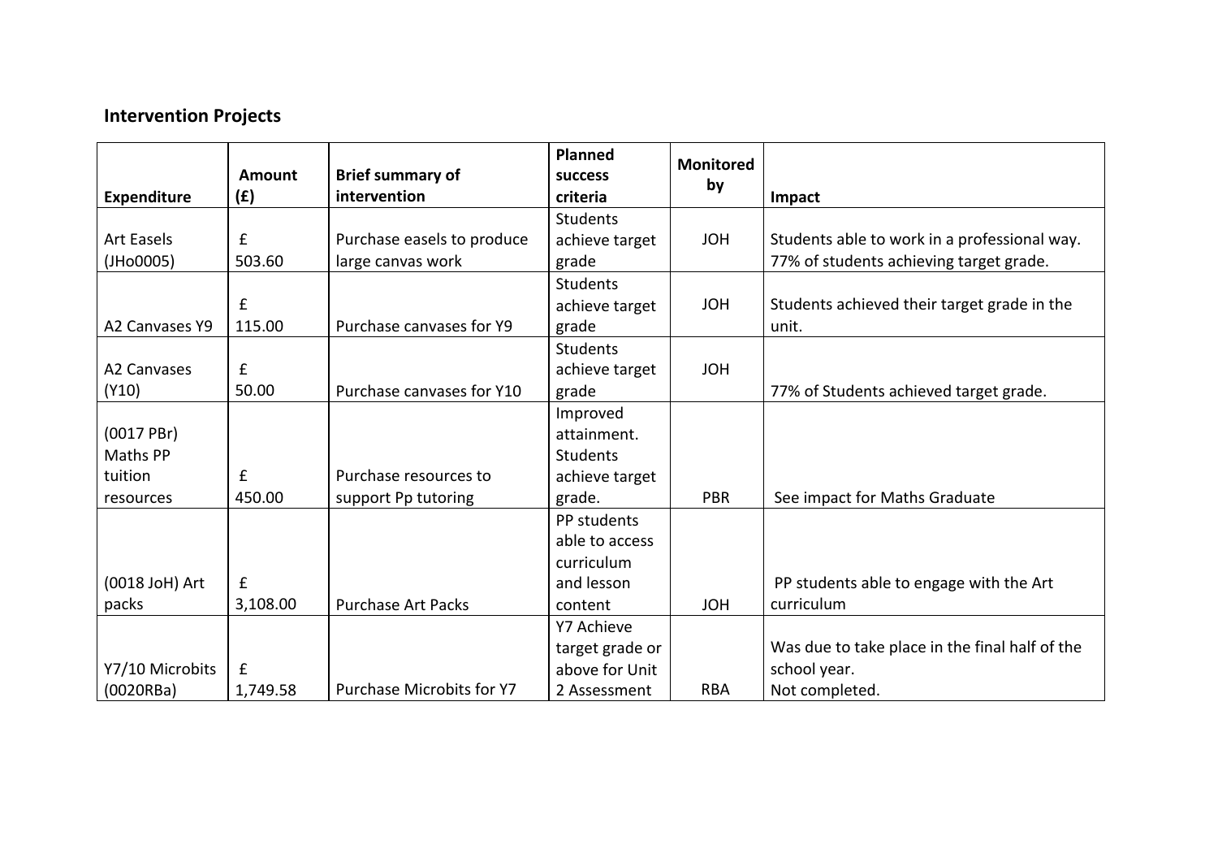**Intervention Projects**

| Expenditure | Amount (£) | Brief summary of intervention | Planned success criteria | Monitored by | Impact |
|---|---|---|---|---|---|
| Art Easels (JHo0005) | £ 503.60 | Purchase easels to produce large canvas work | Students achieve target grade | JOH | Students able to work in a professional way. 77% of students achieving target grade. |
| A2 Canvases Y9 | £ 115.00 | Purchase canvases for Y9 | Students achieve target grade | JOH | Students achieved their target grade in the unit. |
| A2 Canvases (Y10) | £ 50.00 | Purchase canvases for Y10 | Students achieve target grade | JOH | 77% of Students achieved target grade. |
| (0017 PBr) Maths PP tuition resources | £ 450.00 | Purchase resources to support Pp tutoring | Improved attainment. Students achieve target grade. | PBR | See impact for Maths Graduate |
| (0018 JoH) Art packs | £ 3,108.00 | Purchase Art Packs | PP students able to access curriculum and lesson content | JOH | PP students able to engage with the Art curriculum |
| Y7/10 Microbits (0020RBa) | £ 1,749.58 | Purchase Microbits for Y7 | Y7 Achieve target grade or above for Unit 2 Assessment | RBA | Was due to take place in the final half of the school year. Not completed. |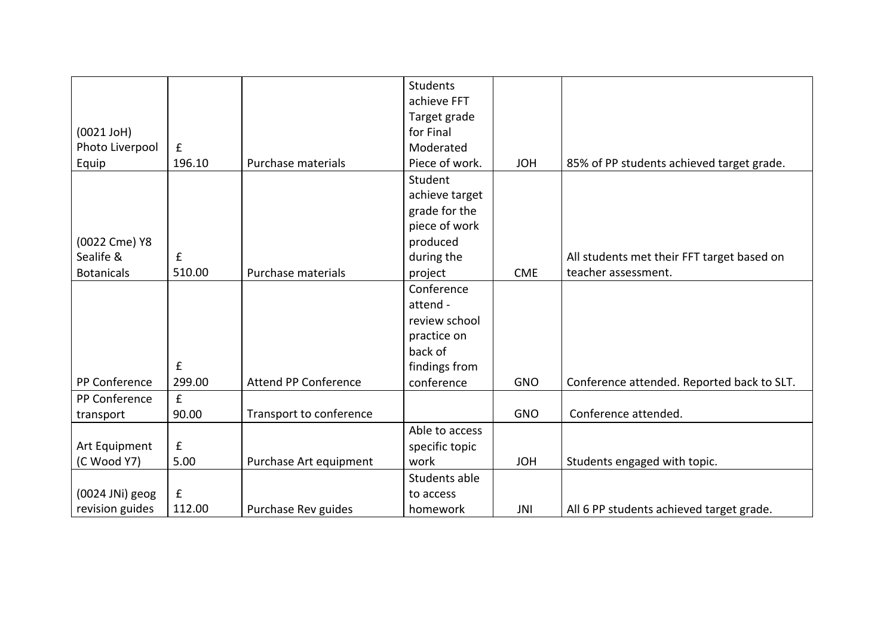| | | | | | |
|---|---|---|---|---|---|
| (0021 JoH) Photo Liverpool Equip | £ 196.10 | Purchase materials | Students achieve FFT Target grade for Final Moderated Piece of work. | JOH | 85% of PP students achieved target grade. |
| (0022 Cme) Y8 Sealife & Botanicals | £ 510.00 | Purchase materials | Student achieve target grade for the piece of work produced during the project | CME | All students met their FFT target based on teacher assessment. |
| PP Conference | £ 299.00 | Attend PP Conference | Conference attend - review school practice on back of findings from conference | GNO | Conference attended. Reported back to SLT. |
| PP Conference transport | £ 90.00 | Transport to conference | | GNO | Conference attended. |
| Art Equipment (C Wood Y7) | £ 5.00 | Purchase Art equipment | Able to access specific topic work | JOH | Students engaged with topic. |
| (0024 JNi) geog revision guides | £ 112.00 | Purchase Rev guides | Students able to access homework | JNI | All 6 PP students achieved target grade. |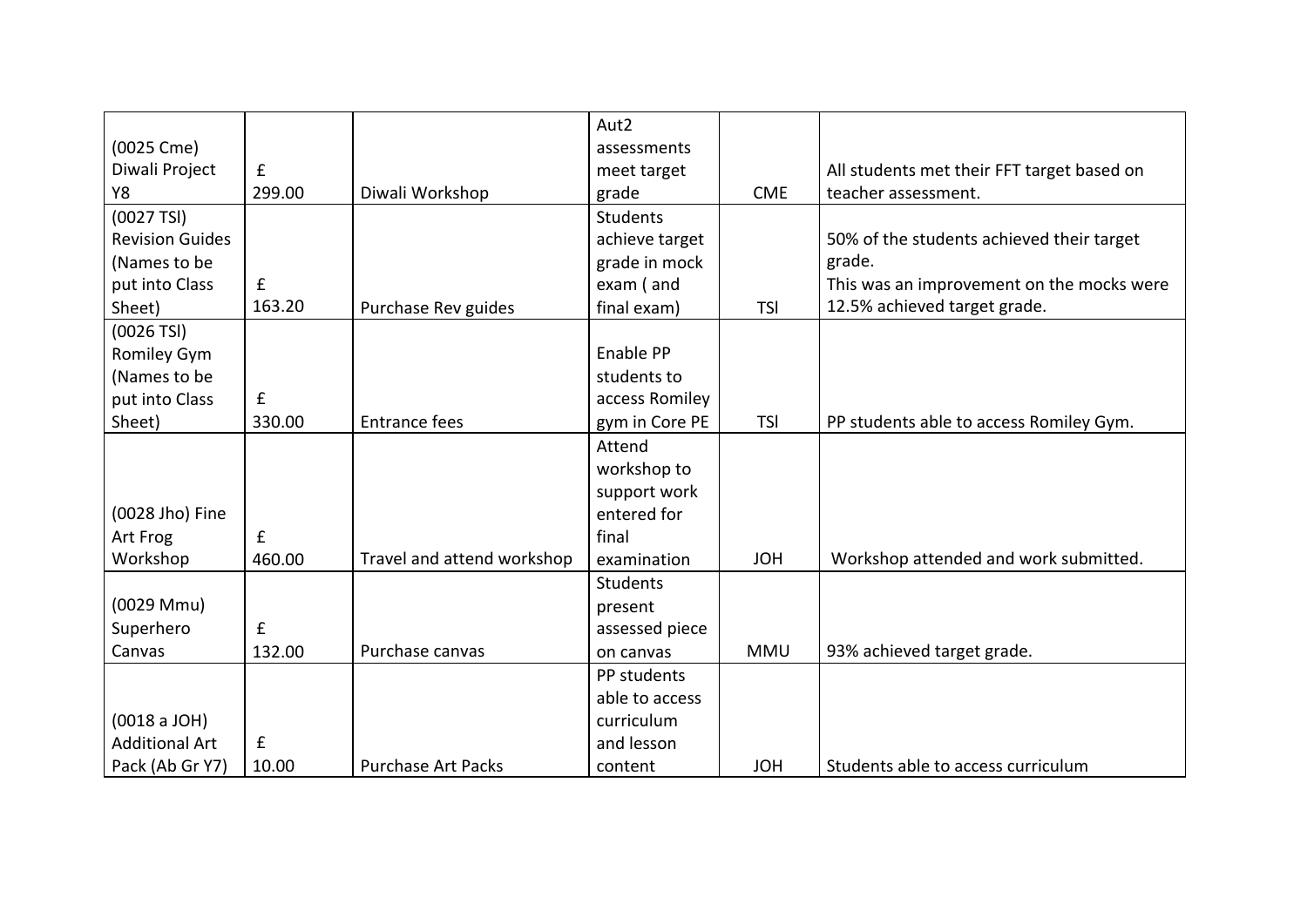| | | | | | |
|---|---|---|---|---|---|
| (0025 Cme) Diwali Project Y8 | £ 299.00 | Diwali Workshop | Aut2 assessments meet target grade | CME | All students met their FFT target based on teacher assessment. |
| (0027 TSl) Revision Guides (Names to be put into Class Sheet) | £ 163.20 | Purchase Rev guides | Students achieve target grade in mock exam ( and final exam) | TSl | 50% of the students achieved their target grade.<br>This was an improvement on the mocks were 12.5% achieved target grade. |
| (0026 TSl) Romiley Gym (Names to be put into Class Sheet) | £ 330.00 | Entrance fees | Enable PP students to access Romiley gym in Core PE | TSl | PP students able to access Romiley Gym. |
| (0028 Jho) Fine Art Frog Workshop | £ 460.00 | Travel and attend workshop | Attend workshop to support work entered for final examination | JOH | Workshop attended and work submitted. |
| (0029 Mmu) Superhero Canvas | £ 132.00 | Purchase canvas | Students present assessed piece on canvas | MMU | 93% achieved target grade. |
| (0018 a JOH) Additional Art Pack (Ab Gr Y7) | £ 10.00 | Purchase Art Packs | PP students able to access curriculum and lesson content | JOH | Students able to access curriculum |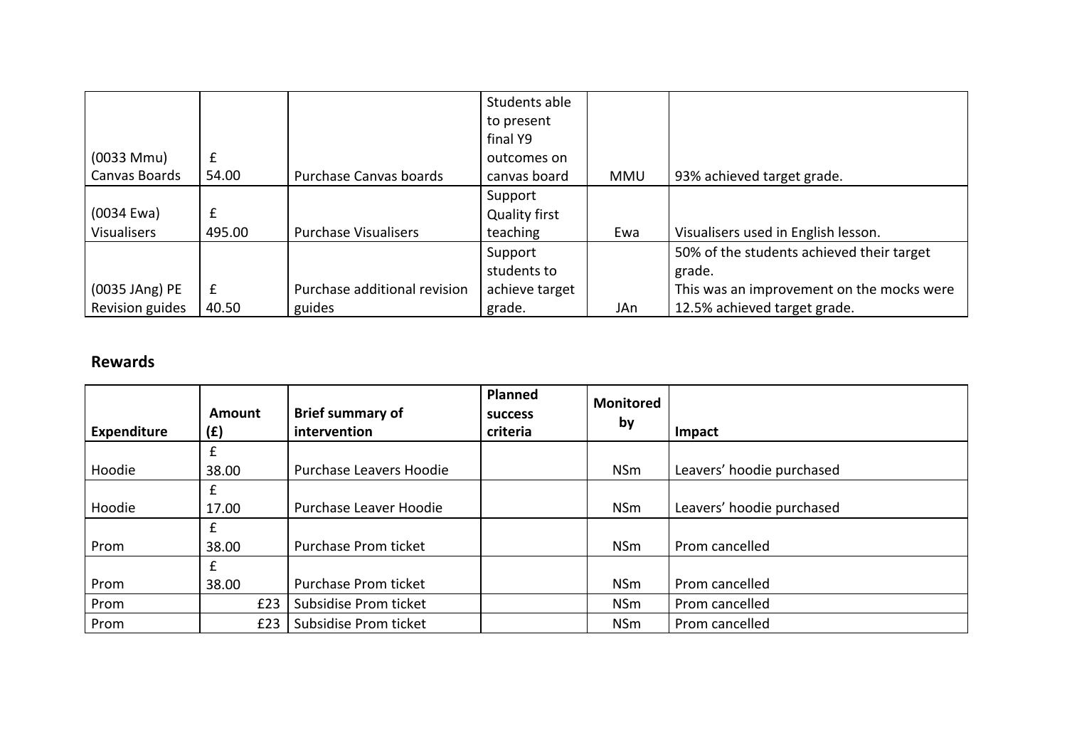| | | | | | |
|---|---|---|---|---|---|
| (0033 Mmu) Canvas Boards | £ 54.00 | Purchase Canvas boards | Students able to present final Y9 outcomes on canvas board | MMU | 93% achieved target grade. |
| (0034 Ewa) Visualisers | £ 495.00 | Purchase Visualisers | Support Quality first teaching | Ewa | Visualisers used in English lesson. |
| (0035 JAng) PE Revision guides | £ 40.50 | Purchase additional revision guides | Support students to achieve target grade. | JAn | 50% of the students achieved their target grade.<br>This was an improvement on the mocks were 12.5% achieved target grade. |

## Rewards

| Expenditure | Amount (£) | Brief summary of intervention | Planned success criteria | Monitored by | Impact |
|---|---|---|---|---|---|
| Hoodie | £ 38.00 | Purchase Leavers Hoodie | | NSm | Leavers' hoodie purchased |
| Hoodie | £ 17.00 | Purchase Leaver Hoodie | | NSm | Leavers' hoodie purchased |
| Prom | £ 38.00 | Purchase Prom ticket | | NSm | Prom cancelled |
| Prom | £ 38.00 | Purchase Prom ticket | | NSm | Prom cancelled |
| Prom | £23 | Subsidise Prom ticket | | NSm | Prom cancelled |
| Prom | £23 | Subsidise Prom ticket | | NSm | Prom cancelled |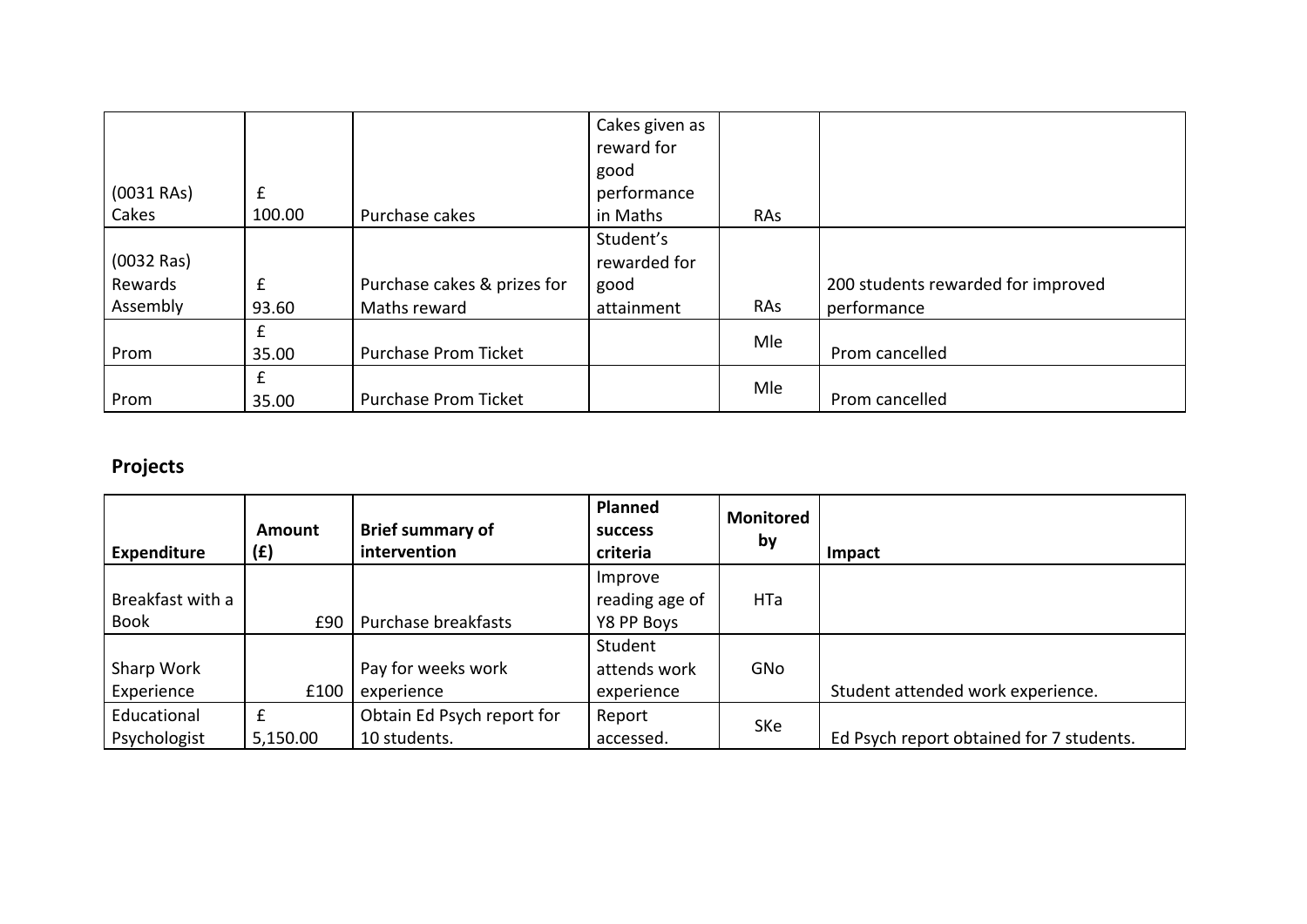| | | | | | |
|---|---|---|---|---|---|
| (0031 RAs) Cakes | £ 100.00 | Purchase cakes | Cakes given as reward for good performance in Maths | RAs | |
| (0032 Ras) Rewards Assembly | £ 93.60 | Purchase cakes & prizes for Maths reward | Student's rewarded for good attainment | RAs | 200 students rewarded for improved performance |
| Prom | £ 35.00 | Purchase Prom Ticket | | Mle | Prom cancelled |
| Prom | £ 35.00 | Purchase Prom Ticket | | Mle | Prom cancelled |

**Projects**

| Expenditure | Amount (£) | Brief summary of intervention | Planned success criteria | Monitored by | Impact |
|---|---|---|---|---|---|
| Breakfast with a Book | £90 | Purchase breakfasts | Improve reading age of Y8 PP Boys | HTa | |
| Sharp Work Experience | £100 | Pay for weeks work experience | Student attends work experience | GNo | Student attended work experience. |
| Educational Psychologist | £ 5,150.00 | Obtain Ed Psych report for 10 students. | Report accessed. | SKe | Ed Psych report obtained for 7 students. |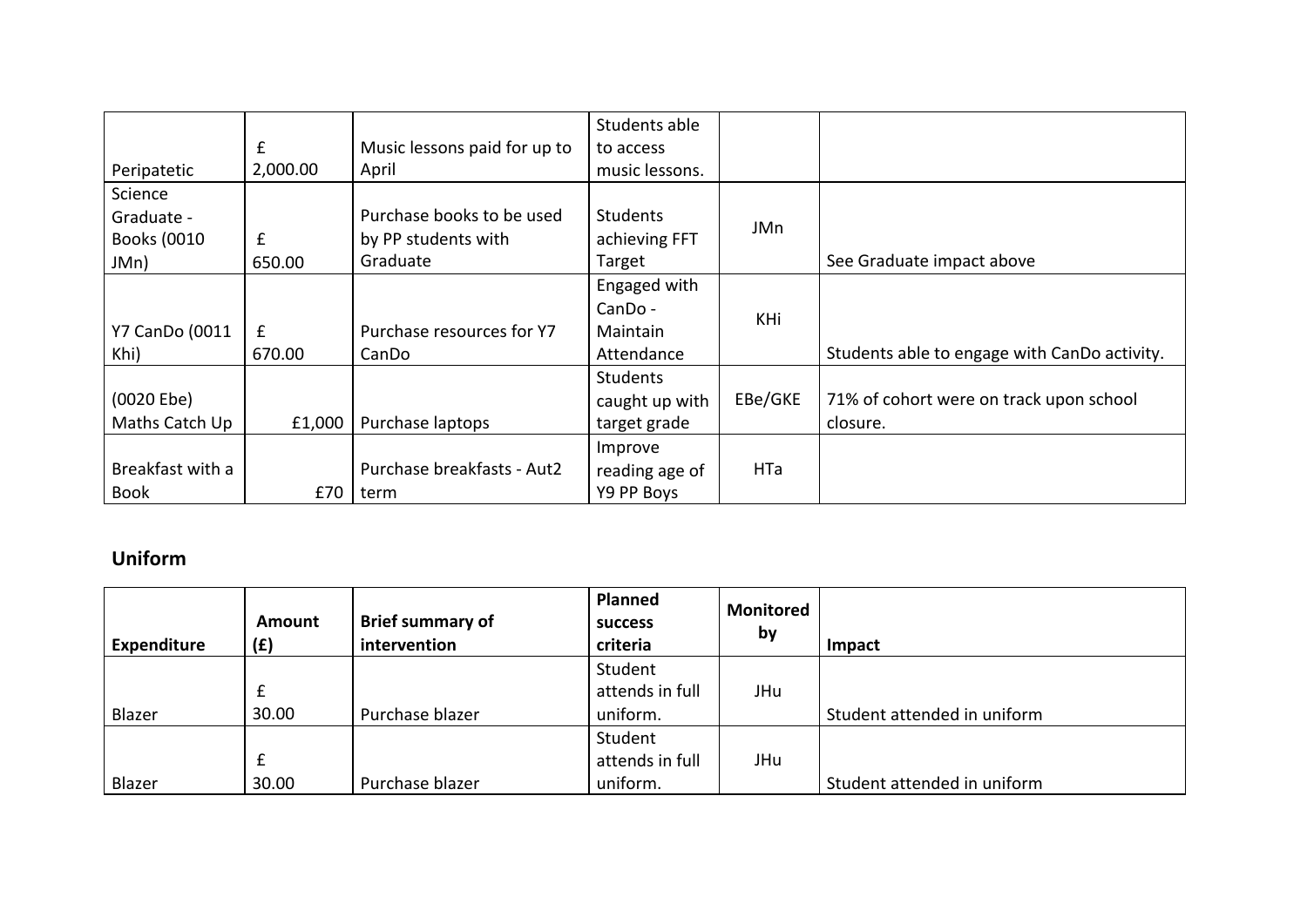| | | | | | |
|---|---|---|---|---|---|
| Peripatetic | £ 2,000.00 | Music lessons paid for up to April | Students able to access music lessons. | | |
| Science Graduate - Books (0010 JMn) | £ 650.00 | Purchase books to be used by PP students with Graduate | Students achieving FFT Target | JMn | See Graduate impact above |
| Y7 CanDo (0011 Khi) | £ 670.00 | Purchase resources for Y7 CanDo | Engaged with CanDo - Maintain Attendance | KHi | Students able to engage with CanDo activity. |
| (0020 Ebe) Maths Catch Up | £1,000 | Purchase laptops | Students caught up with target grade | EBe/GKE | 71% of cohort were on track upon school closure. |
| Breakfast with a Book | £70 | Purchase breakfasts - Aut2 term | Improve reading age of Y9 PP Boys | HTa | |

## Uniform

| Expenditure | Amount (£) | Brief summary of intervention | Planned success criteria | Monitored by | Impact |
|---|---|---|---|---|---|
| Blazer | £ 30.00 | Purchase blazer | Student attends in full uniform. | JHu | Student attended in uniform |
| Blazer | £ 30.00 | Purchase blazer | Student attends in full uniform. | JHu | Student attended in uniform |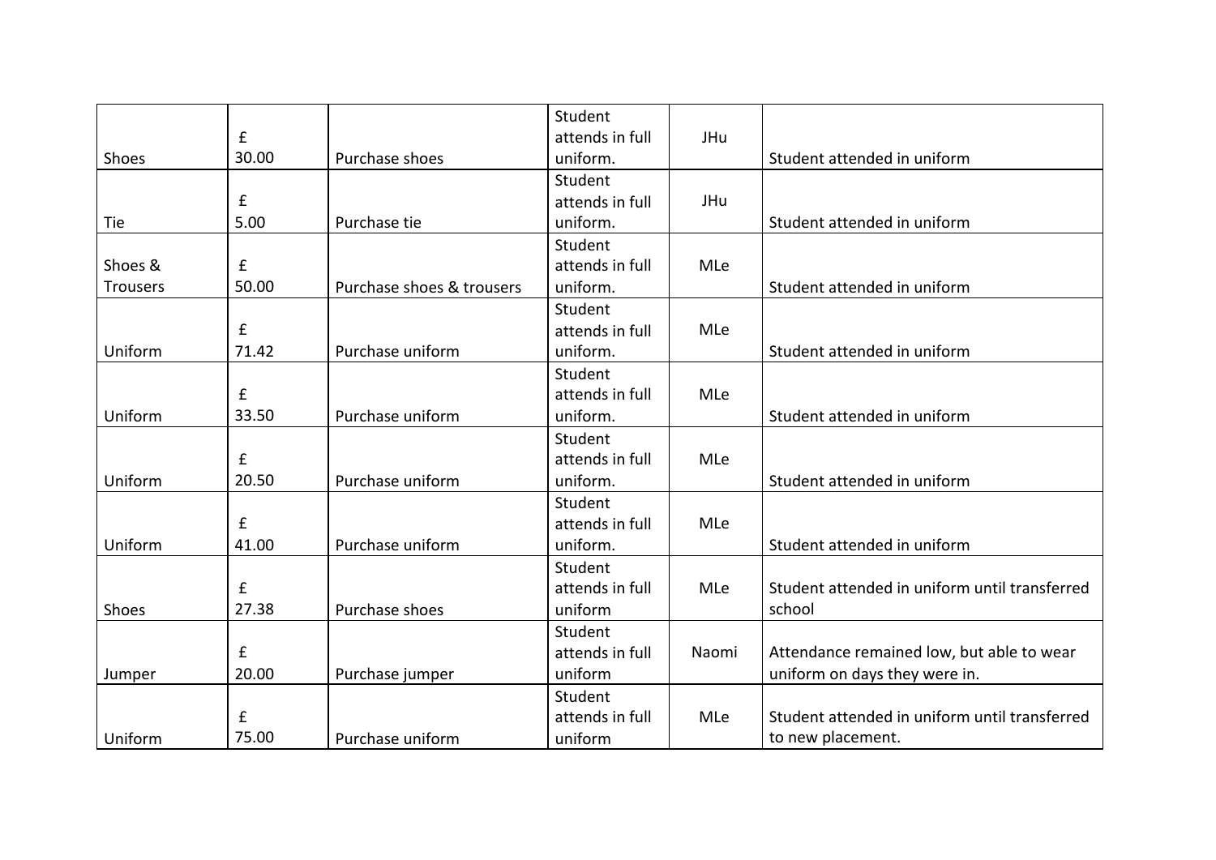| | | | | | |
|---|---|---|---|---|---|
| Shoes | £ 30.00 | Purchase shoes | Student attends in full uniform. | JHu | Student attended in uniform |
| Tie | £ 5.00 | Purchase tie | Student attends in full uniform. | JHu | Student attended in uniform |
| Shoes & Trousers | £ 50.00 | Purchase shoes & trousers | Student attends in full uniform. | MLe | Student attended in uniform |
| Uniform | £ 71.42 | Purchase uniform | Student attends in full uniform. | MLe | Student attended in uniform |
| Uniform | £ 33.50 | Purchase uniform | Student attends in full uniform. | MLe | Student attended in uniform |
| Uniform | £ 20.50 | Purchase uniform | Student attends in full uniform. | MLe | Student attended in uniform |
| Uniform | £ 41.00 | Purchase uniform | Student attends in full uniform. | MLe | Student attended in uniform |
| Shoes | £ 27.38 | Purchase shoes | Student attends in full uniform | MLe | Student attended in uniform until transferred school |
| Jumper | £ 20.00 | Purchase jumper | Student attends in full uniform | Naomi | Attendance remained low, but able to wear uniform on days they were in. |
| Uniform | £ 75.00 | Purchase uniform | Student attends in full uniform | MLe | Student attended in uniform until transferred to new placement. |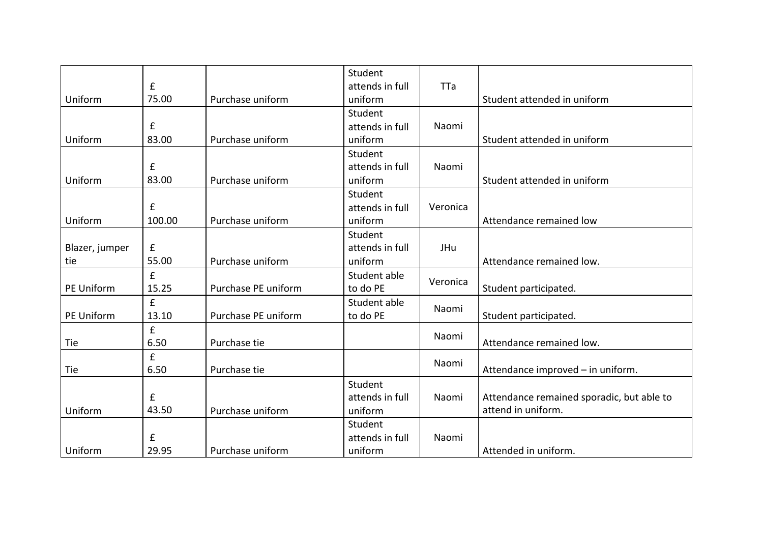| | | | | | |
|---|---|---|---|---|---|
| Uniform | £ 75.00 | Purchase uniform | Student attends in full uniform | TTa | Student attended in uniform |
| Uniform | £ 83.00 | Purchase uniform | Student attends in full uniform | Naomi | Student attended in uniform |
| Uniform | £ 83.00 | Purchase uniform | Student attends in full uniform | Naomi | Student attended in uniform |
| Uniform | £ 100.00 | Purchase uniform | Student attends in full uniform | Veronica | Attendance remained low |
| Blazer, jumper tie | £ 55.00 | Purchase uniform | Student attends in full uniform | JHu | Attendance remained low. |
| PE Uniform | £ 15.25 | Purchase PE uniform | Student able to do PE | Veronica | Student participated. |
| PE Uniform | £ 13.10 | Purchase PE uniform | Student able to do PE | Naomi | Student participated. |
| Tie | £ 6.50 | Purchase tie | | Naomi | Attendance remained low. |
| Tie | £ 6.50 | Purchase tie | | Naomi | Attendance improved – in uniform. |
| Uniform | £ 43.50 | Purchase uniform | Student attends in full uniform | Naomi | Attendance remained sporadic, but able to attend in uniform. |
| Uniform | £ 29.95 | Purchase uniform | Student attends in full uniform | Naomi | Attended in uniform. |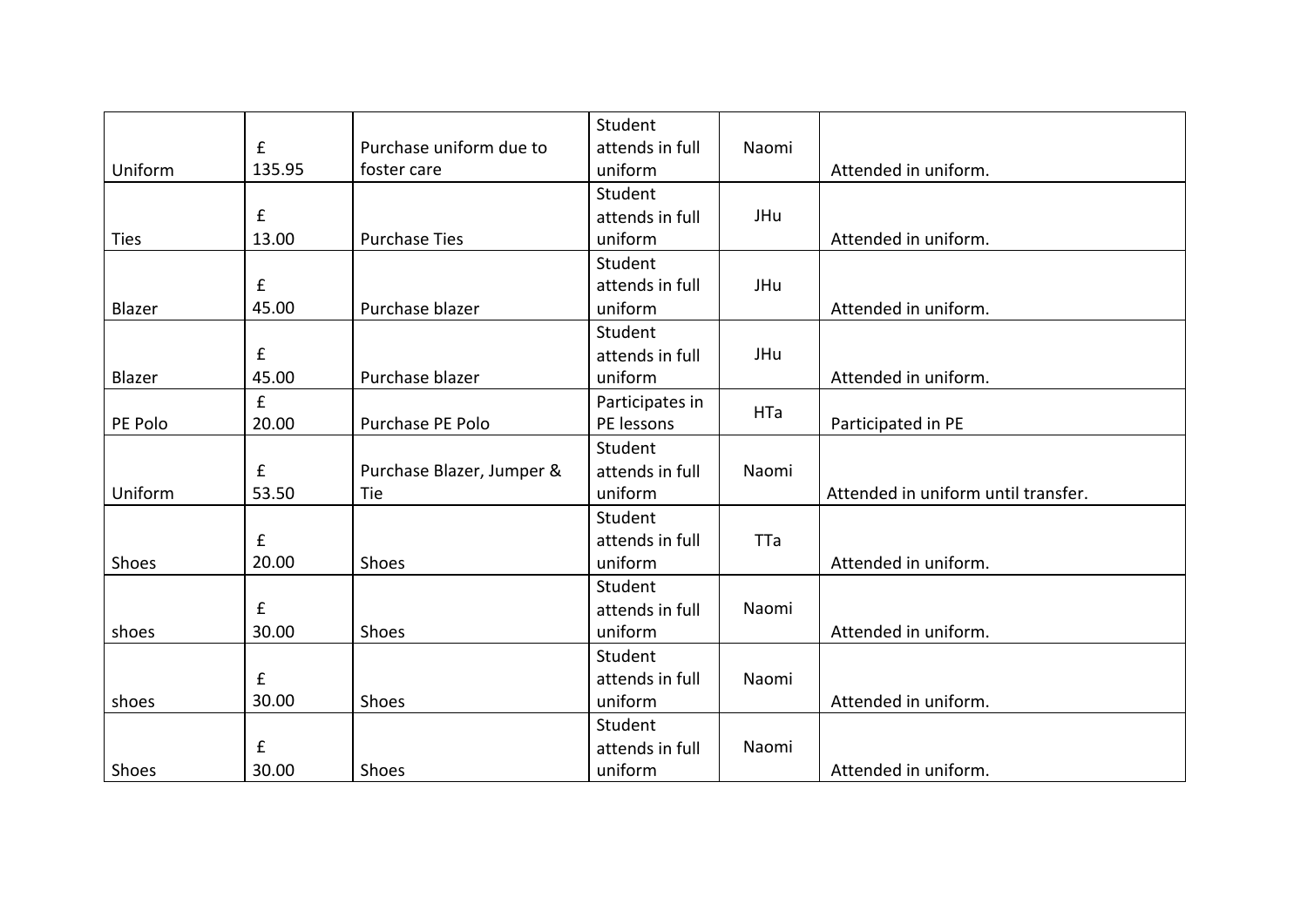| | | | | | |
|---|---|---|---|---|---|
| Uniform | £ 135.95 | Purchase uniform due to foster care | Student attends in full uniform | Naomi | Attended in uniform. |
| Ties | £ 13.00 | Purchase Ties | Student attends in full uniform | JHu | Attended in uniform. |
| Blazer | £ 45.00 | Purchase blazer | Student attends in full uniform | JHu | Attended in uniform. |
| Blazer | £ 45.00 | Purchase blazer | Student attends in full uniform | JHu | Attended in uniform. |
| PE Polo | £ 20.00 | Purchase PE Polo | Participates in PE lessons | HTa | Participated in PE |
| Uniform | £ 53.50 | Purchase Blazer, Jumper & Tie | Student attends in full uniform | Naomi | Attended in uniform until transfer. |
| Shoes | £ 20.00 | Shoes | Student attends in full uniform | TTa | Attended in uniform. |
| shoes | £ 30.00 | Shoes | Student attends in full uniform | Naomi | Attended in uniform. |
| shoes | £ 30.00 | Shoes | Student attends in full uniform | Naomi | Attended in uniform. |
| Shoes | £ 30.00 | Shoes | Student attends in full uniform | Naomi | Attended in uniform. |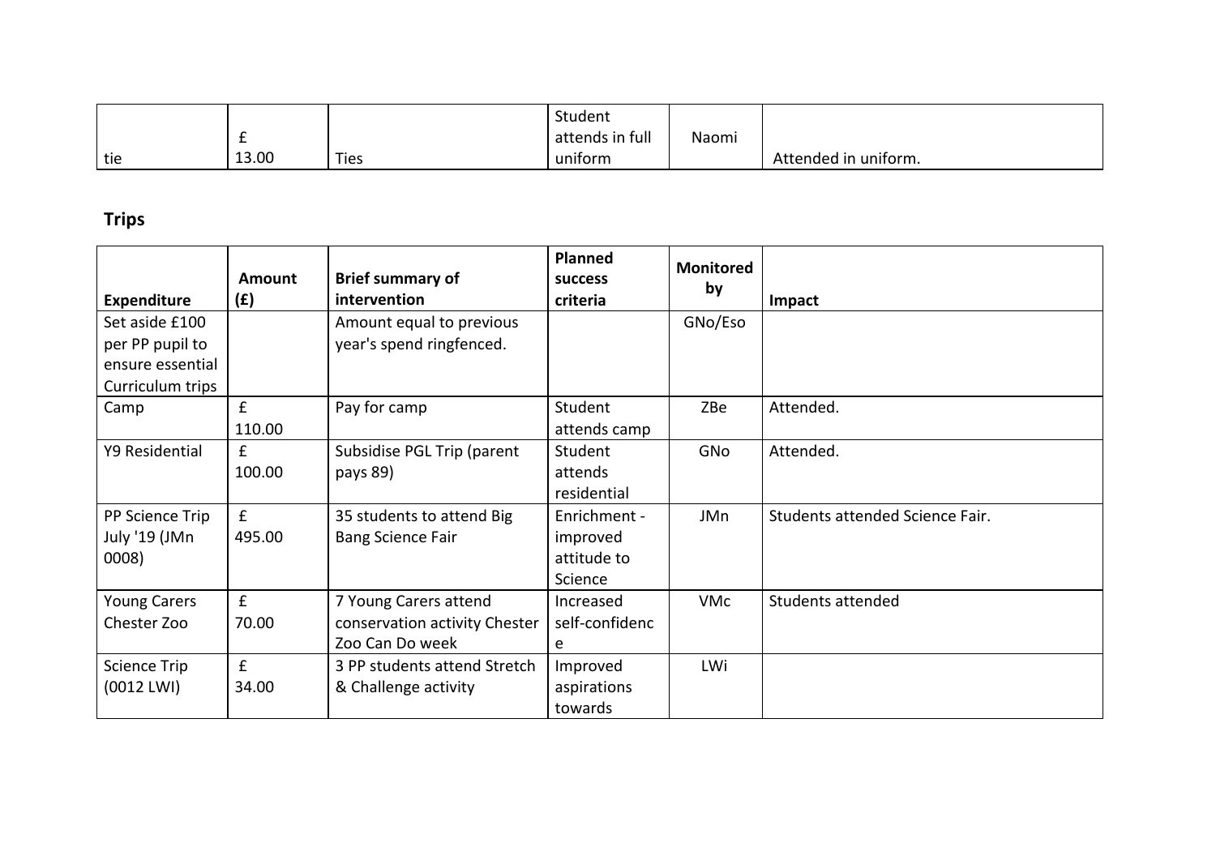| tie | £ 13.00 | Ties | Student attends in full uniform | Naomi | Attended in uniform. |
|---|---|---|---|---|---|

## Trips

| Expenditure | Amount (£) | Brief summary of intervention | Planned success criteria | Monitored by | Impact |
|---|---|---|---|---|---|
| Set aside £100 per PP pupil to ensure essential Curriculum trips | | Amount equal to previous year's spend ringfenced. | | GNo/Eso | |
| Camp | £ 110.00 | Pay for camp | Student attends camp | ZBe | Attended. |
| Y9 Residential | £ 100.00 | Subsidise PGL Trip (parent pays 89) | Student attends residential | GNo | Attended. |
| PP Science Trip July '19 (JMn 0008) | £ 495.00 | 35 students to attend Big Bang Science Fair | Enrichment - improved attitude to Science | JMn | Students attended Science Fair. |
| Young Carers Chester Zoo | £ 70.00 | 7 Young Carers attend conservation activity Chester Zoo Can Do week | Increased self-confidence | VMc | Students attended |
| Science Trip (0012 LWI) | £ 34.00 | 3 PP students attend Stretch & Challenge activity | Improved aspirations towards | LWi | |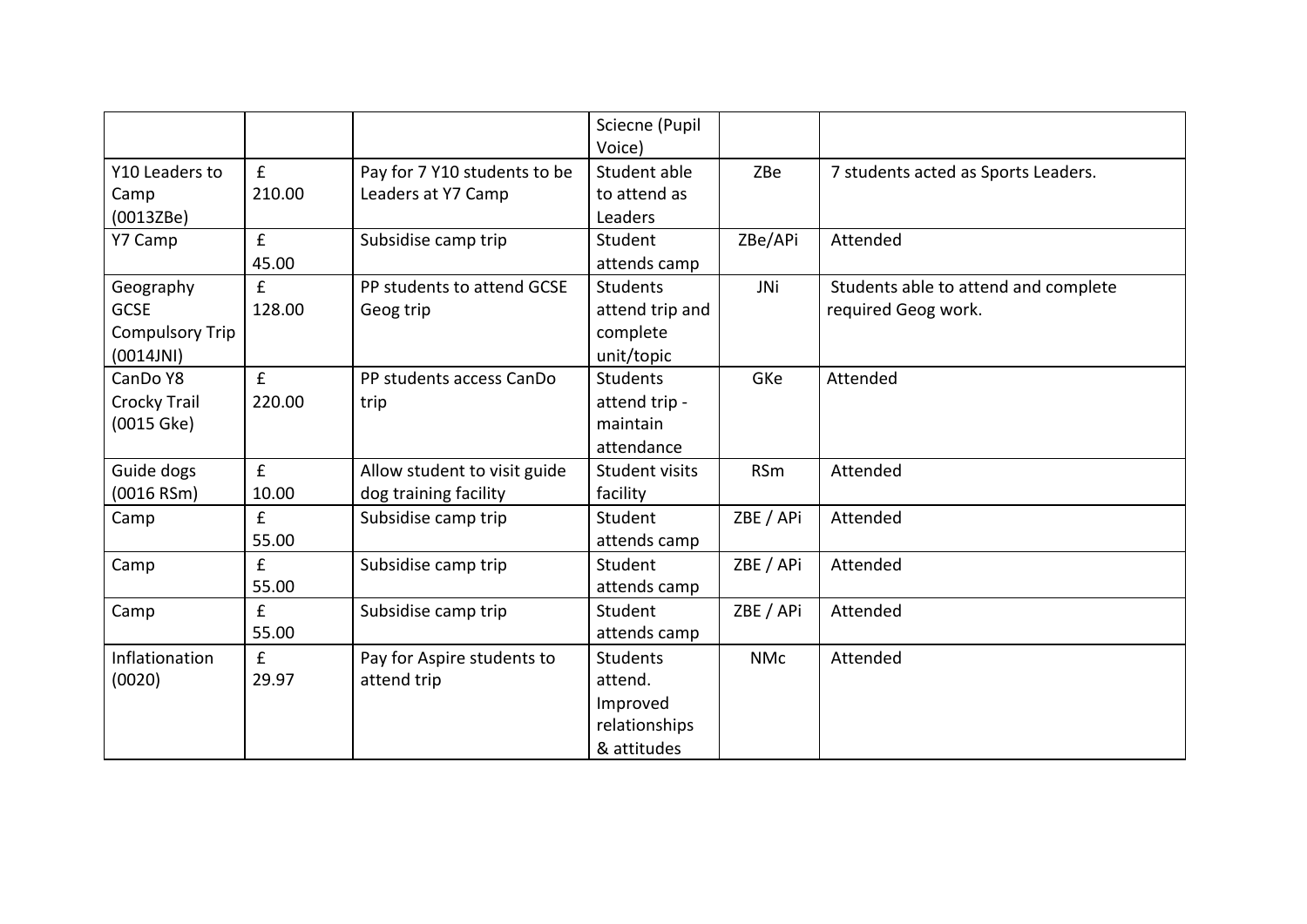| | | | Sciecne (Pupil Voice) | | |
|---|---|---|---|---|---|
| Y10 Leaders to Camp (0013ZBe) | £ 210.00 | Pay for 7 Y10 students to be Leaders at Y7 Camp | Student able to attend as Leaders | ZBe | 7 students acted as Sports Leaders. |
| Y7 Camp | £ 45.00 | Subsidise camp trip | Student attends camp | ZBe/APi | Attended |
| Geography GCSE Compulsory Trip (0014JNI) | £ 128.00 | PP students to attend GCSE Geog trip | Students attend trip and complete unit/topic | JNi | Students able to attend and complete required Geog work. |
| CanDo Y8 Crocky Trail (0015 Gke) | £ 220.00 | PP students access CanDo trip | Students attend trip - maintain attendance | GKe | Attended |
| Guide dogs (0016 RSm) | £ 10.00 | Allow student to visit guide dog training facility | Student visits facility | RSm | Attended |
| Camp | £ 55.00 | Subsidise camp trip | Student attends camp | ZBE / APi | Attended |
| Camp | £ 55.00 | Subsidise camp trip | Student attends camp | ZBE / APi | Attended |
| Camp | £ 55.00 | Subsidise camp trip | Student attends camp | ZBE / APi | Attended |
| Inflationation (0020) | £ 29.97 | Pay for Aspire students to attend trip | Students attend. Improved relationships & attitudes | NMc | Attended |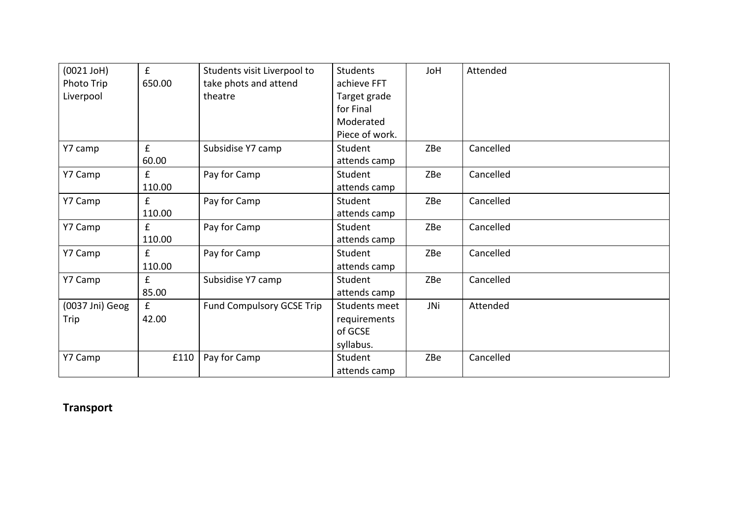| (0021 JoH) Photo Trip Liverpool | £ 650.00 | Students visit Liverpool to take phots and attend theatre | Students achieve FFT Target grade for Final Moderated Piece of work. | JoH | Attended |
|---|---|---|---|---|---|
| Y7 camp | £ 60.00 | Subsidise Y7 camp | Student attends camp | ZBe | Cancelled |
| Y7 Camp | £ 110.00 | Pay for Camp | Student attends camp | ZBe | Cancelled |
| Y7 Camp | £ 110.00 | Pay for Camp | Student attends camp | ZBe | Cancelled |
| Y7 Camp | £ 110.00 | Pay for Camp | Student attends camp | ZBe | Cancelled |
| Y7 Camp | £ 110.00 | Pay for Camp | Student attends camp | ZBe | Cancelled |
| Y7 Camp | £ 85.00 | Subsidise Y7 camp | Student attends camp | ZBe | Cancelled |
| (0037 Jni) Geog Trip | £ 42.00 | Fund Compulsory GCSE Trip | Students meet requirements of GCSE syllabus. | JNi | Attended |
| Y7 Camp | £110 | Pay for Camp | Student attends camp | ZBe | Cancelled |

**Transport**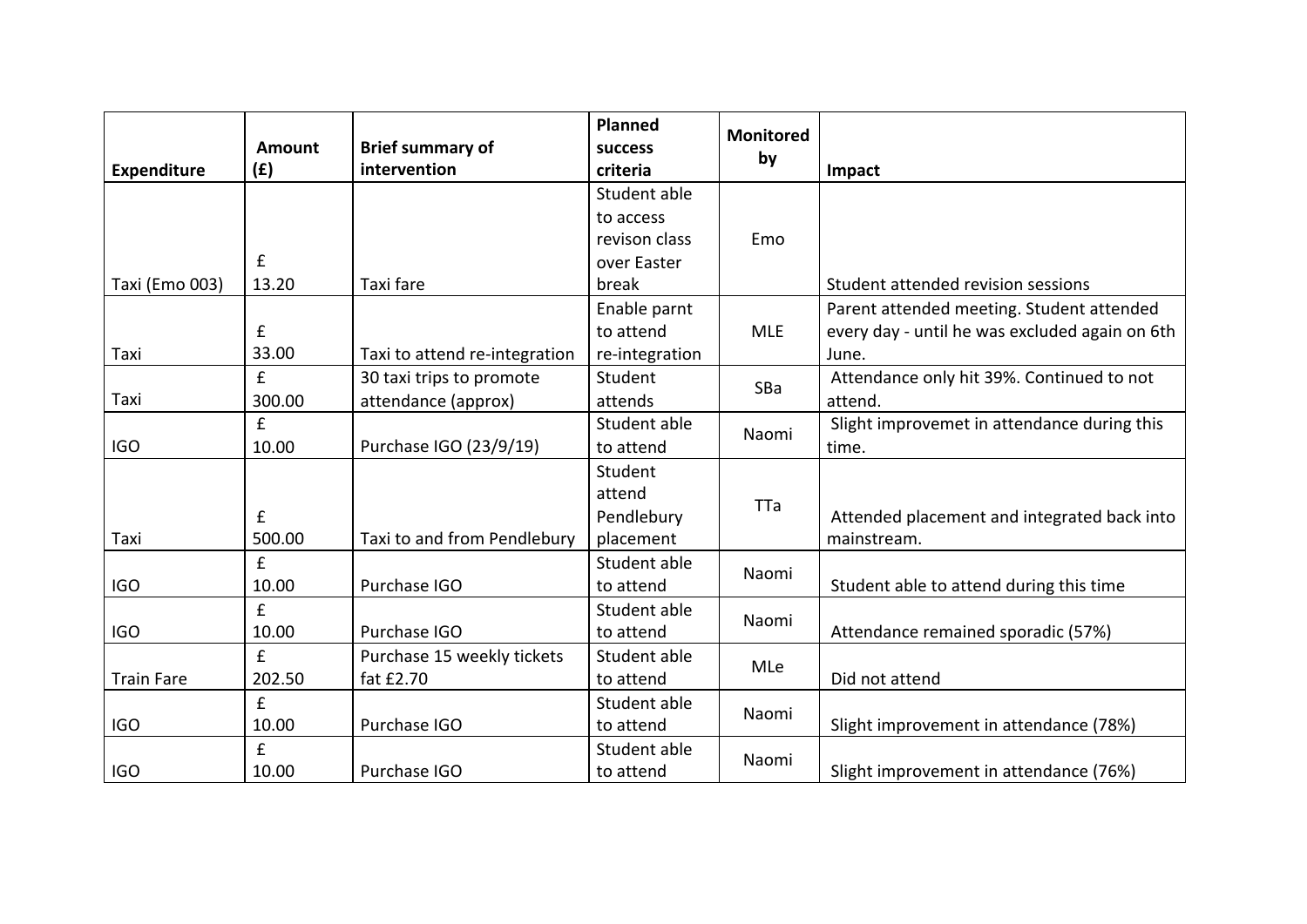| Expenditure | Amount (£) | Brief summary of intervention | Planned success criteria | Monitored by | Impact |
|---|---|---|---|---|---|
| Taxi (Emo 003) | £ 13.20 | Taxi fare | Student able to access revison class over Easter break | Emo | Student attended revision sessions |
| Taxi | £ 33.00 | Taxi to attend re-integration | Enable parnt to attend re-integration | MLE | Parent attended meeting. Student attended every day - until he was excluded again on 6th June. |
| Taxi | £ 300.00 | 30 taxi trips to promote attendance (approx) | Student attends | SBa | Attendance only hit 39%. Continued to not attend. |
| IGO | £ 10.00 | Purchase IGO (23/9/19) | Student able to attend | Naomi | Slight improvemet in attendance during this time. |
| Taxi | £ 500.00 | Taxi to and from Pendlebury | Student attend Pendlebury placement | TTa | Attended placement and integrated back into mainstream. |
| IGO | £ 10.00 | Purchase IGO | Student able to attend | Naomi | Student able to attend during this time |
| IGO | £ 10.00 | Purchase IGO | Student able to attend | Naomi | Attendance remained sporadic (57%) |
| Train Fare | £ 202.50 | Purchase 15 weekly tickets fat £2.70 | Student able to attend | MLe | Did not attend |
| IGO | £ 10.00 | Purchase IGO | Student able to attend | Naomi | Slight improvement in attendance (78%) |
| IGO | £ 10.00 | Purchase IGO | Student able to attend | Naomi | Slight improvement in attendance (76%) |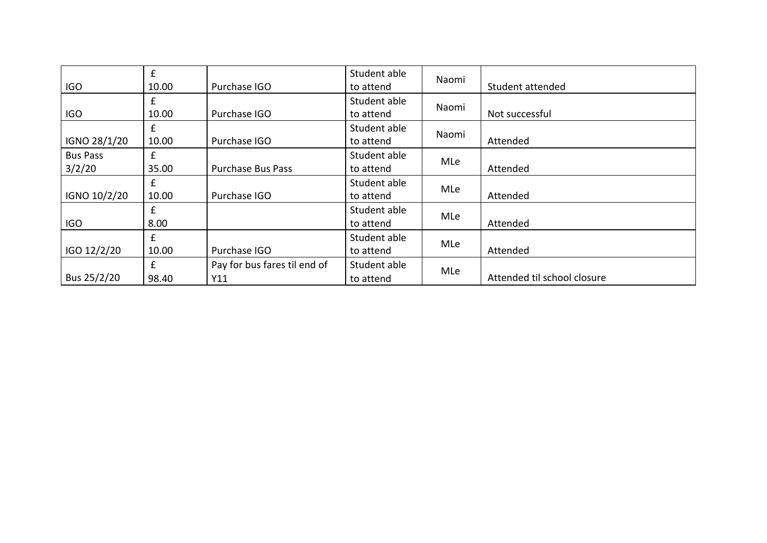| | | | | | |
|---|---|---|---|---|---|
| IGO | £ 10.00 | Purchase IGO | Student able to attend | Naomi | Student attended |
| IGO | £ 10.00 | Purchase IGO | Student able to attend | Naomi | Not successful |
| IGNO 28/1/20 | £ 10.00 | Purchase IGO | Student able to attend | Naomi | Attended |
| Bus Pass 3/2/20 | £ 35.00 | Purchase Bus Pass | Student able to attend | MLe | Attended |
| IGNO 10/2/20 | £ 10.00 | Purchase IGO | Student able to attend | MLe | Attended |
| IGO | £ 8.00 | | Student able to attend | MLe | Attended |
| IGO 12/2/20 | £ 10.00 | Purchase IGO | Student able to attend | MLe | Attended |
| Bus 25/2/20 | £ 98.40 | Pay for bus fares til end of Y11 | Student able to attend | MLe | Attended til school closure |